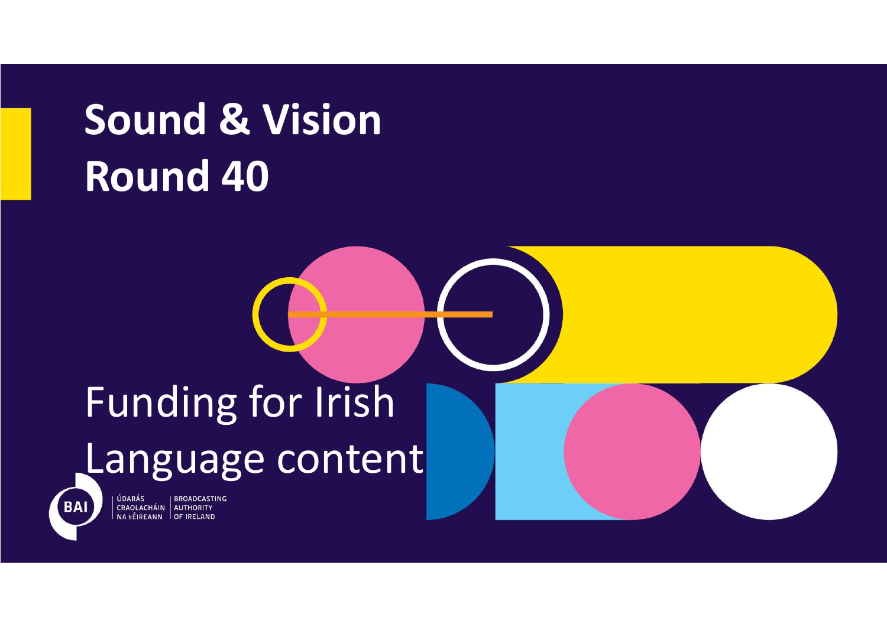# Sound & Vision Round 40

## Funding for Irish Language content

ÚDARÁS CRAOLACHÁIN NA hÉIREANN | BROADCASTING AUTHORITY OF IRELAND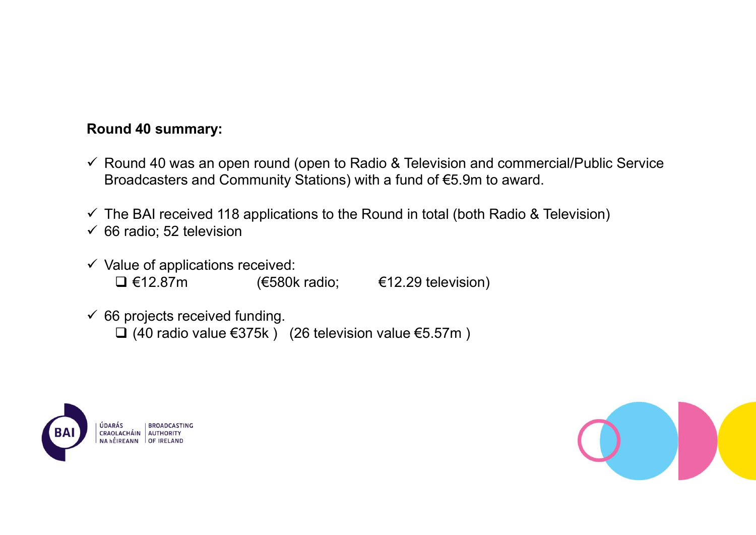**Round 40 summary:**

- ✓ Round 40 was an open round (open to Radio & Television and commercial/Public Service Broadcasters and Community Stations) with a fund of €5.9m to award.

- ✓ The BAI received 118 applications to the Round in total (both Radio & Television)
- ✓ 66 radio; 52 television

- ✓ Value of applications received:
  - ❑ €12.87m (€580k radio; €12.29 television)

- ✓ 66 projects received funding.
  - ❑ (40 radio value €375k ) (26 television value €5.57m )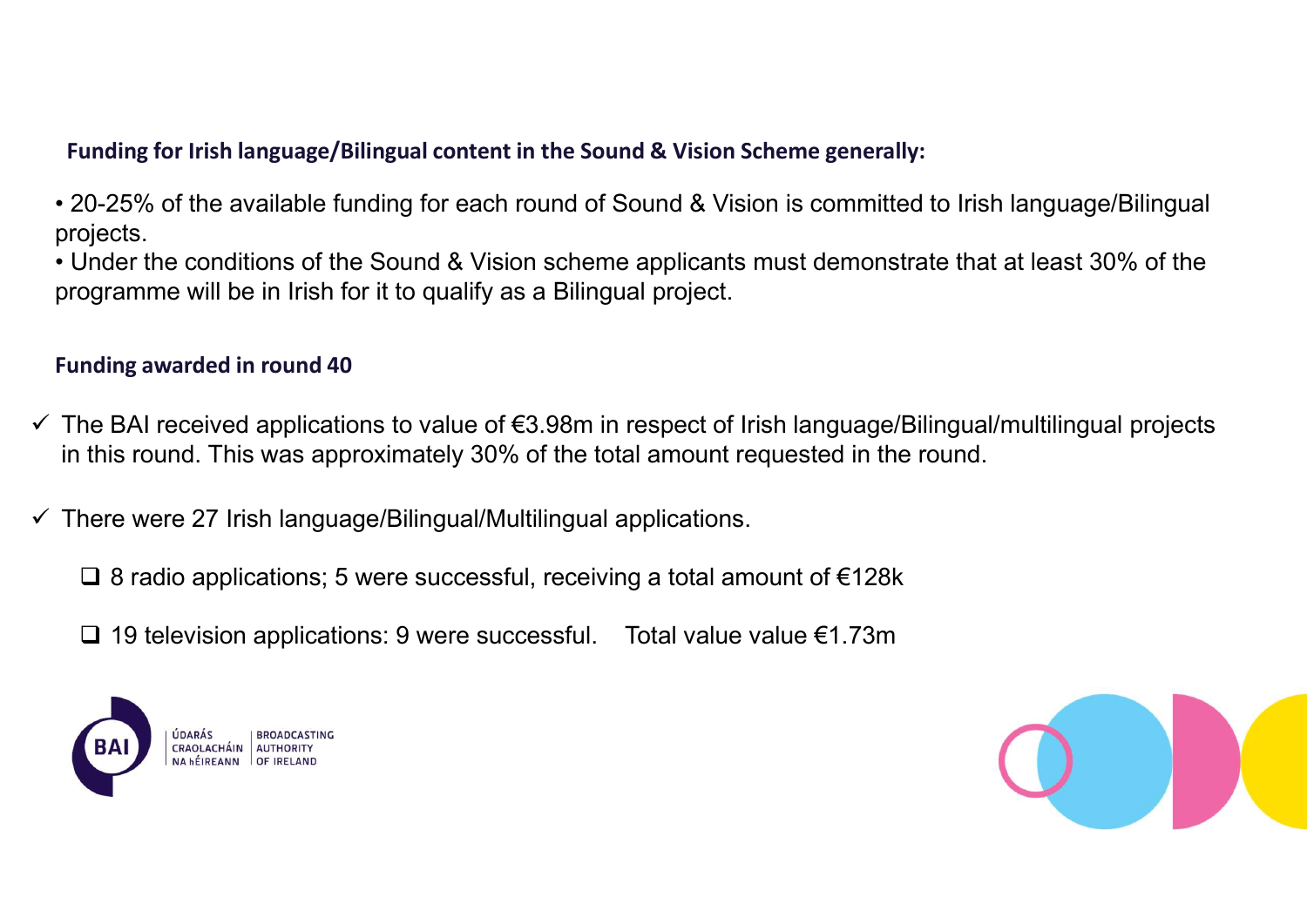**Funding for Irish language/Bilingual content in the Sound & Vision Scheme generally:**

- 20-25% of the available funding for each round of Sound & Vision is committed to Irish language/Bilingual projects.
- Under the conditions of the Sound & Vision scheme applicants must demonstrate that at least 30% of the programme will be in Irish for it to qualify as a Bilingual project.

**Funding awarded in round 40**

- ✓ The BAI received applications to value of €3.98m in respect of Irish language/Bilingual/multilingual projects in this round. This was approximately 30% of the total amount requested in the round.
- ✓ There were 27 Irish language/Bilingual/Multilingual applications.
  - ❑ 8 radio applications; 5 were successful, receiving a total amount of €128k
  - ❑ 19 television applications: 9 were successful. Total value value €1.73m

ÚDARÁS CRAOLACHÁIN NA hÉIREANN | BROADCASTING AUTHORITY OF IRELAND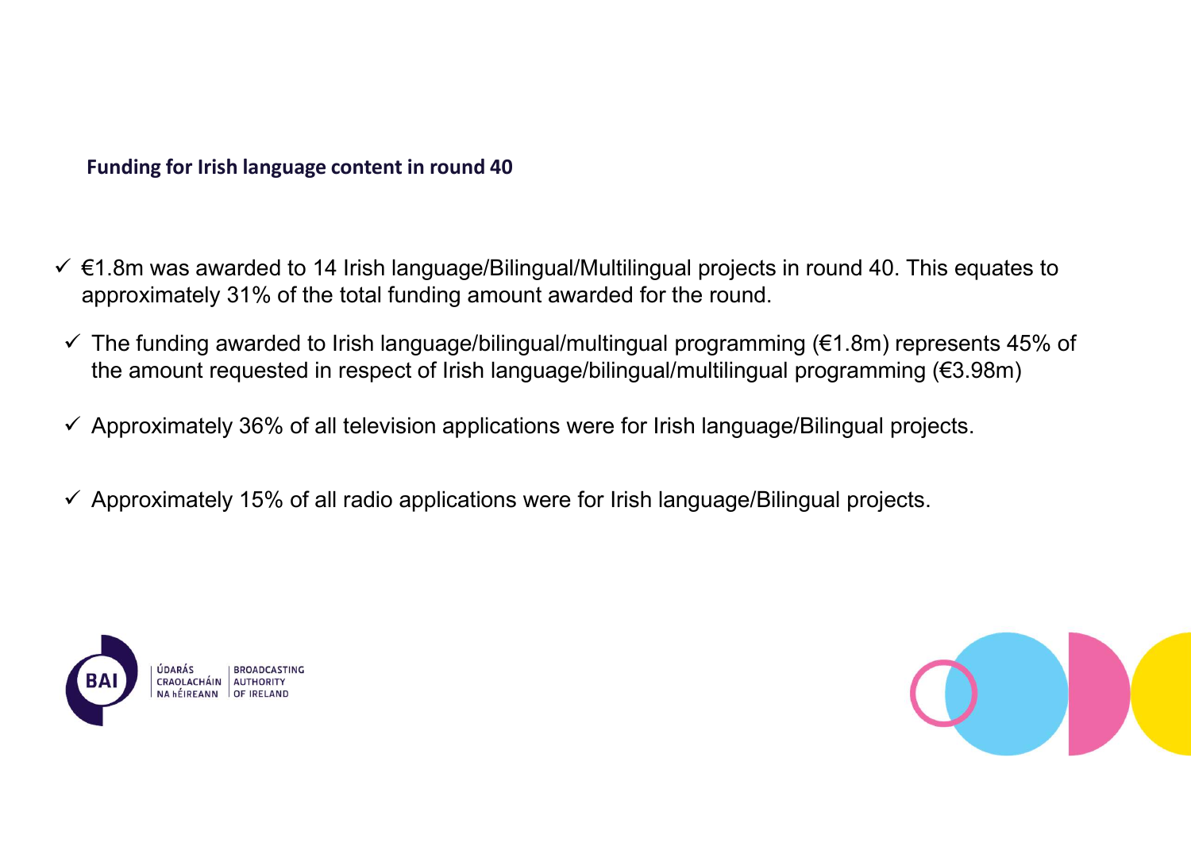## Funding for Irish language content in round 40

- ✓ €1.8m was awarded to 14 Irish language/Bilingual/Multilingual projects in round 40. This equates to approximately 31% of the total funding amount awarded for the round.
- ✓ The funding awarded to Irish language/bilingual/multingual programming (€1.8m) represents 45% of the amount requested in respect of Irish language/bilingual/multilingual programming (€3.98m)
- ✓ Approximately 36% of all television applications were for Irish language/Bilingual projects.
- ✓ Approximately 15% of all radio applications were for Irish language/Bilingual projects.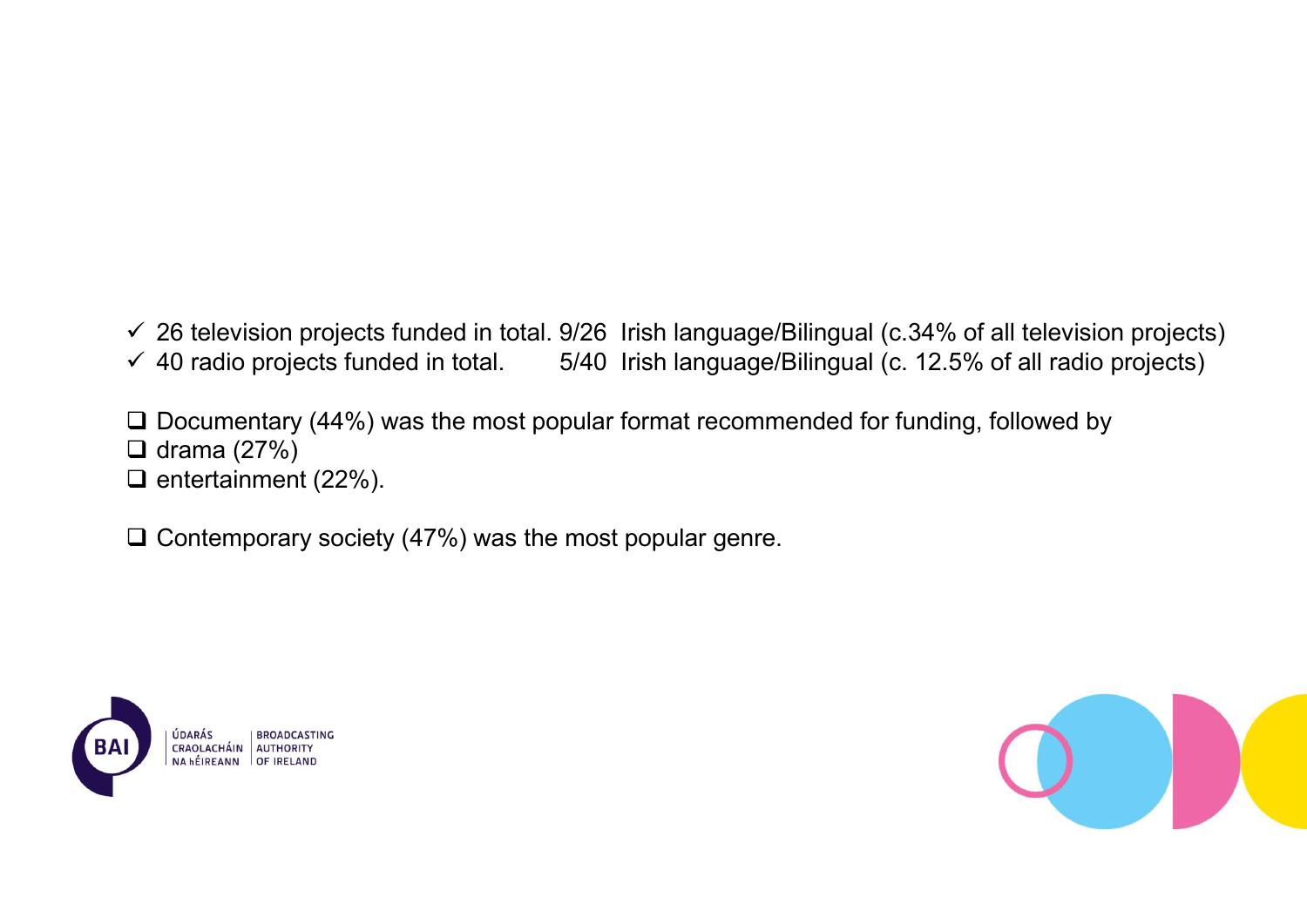- ✓ 26 television projects funded in total. 9/26 Irish language/Bilingual (c.34% of all television projects)
- ✓ 40 radio projects funded in total. 5/40 Irish language/Bilingual (c. 12.5% of all radio projects)

- ❑ Documentary (44%) was the most popular format recommended for funding, followed by
- ❑ drama (27%)
- ❑ entertainment (22%).

- ❑ Contemporary society (47%) was the most popular genre.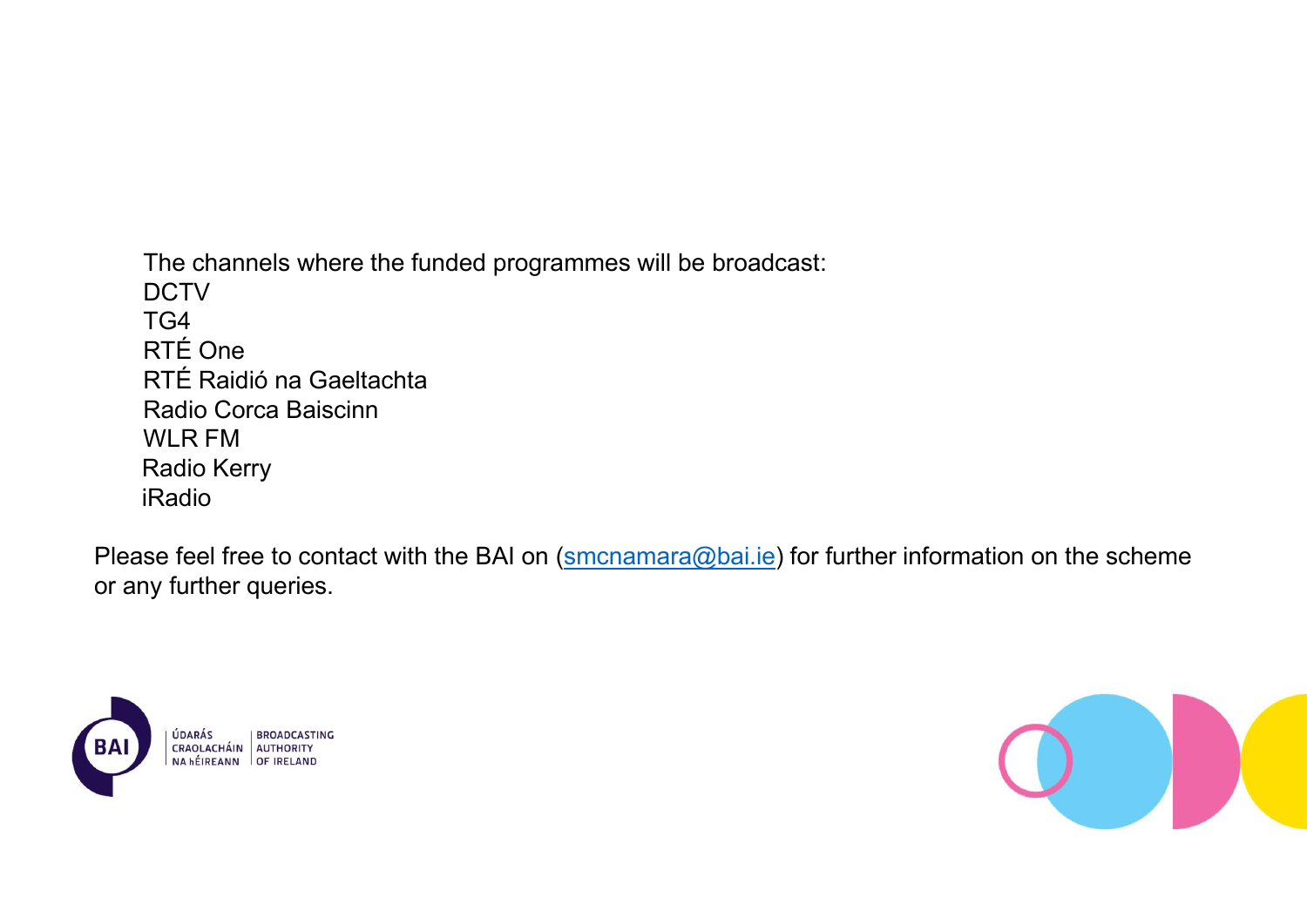The channels where the funded programmes will be broadcast:

- DCTV
- TG4
- RTÉ One
- RTÉ Raidió na Gaeltachta
- Radio Corca Baiscinn
- WLR FM
- Radio Kerry
- iRadio

Please feel free to contact with the BAI on (smcnamara@bai.ie) for further information on the scheme or any further queries.